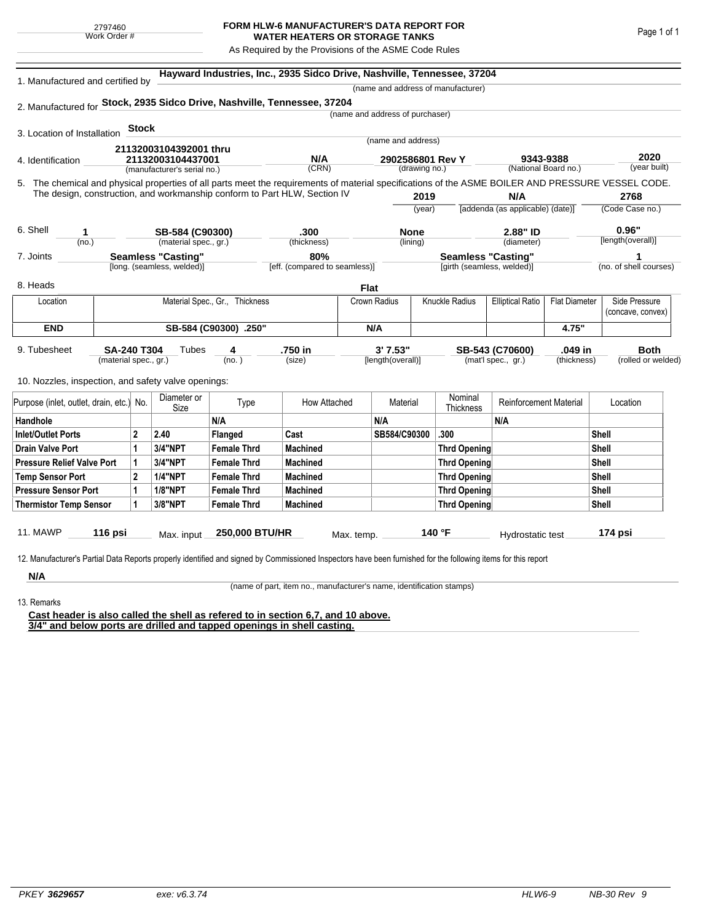2797460
Work Order #

# FORM HLW-6 MANUFACTURER'S DATA REPORT FOR WATER HEATERS OR STORAGE TANKS

As Required by the Provisions of the ASME Code Rules

1. Manufactured and certified by **Hayward Industries, Inc., 2935 Sidco Drive, Nashville, Tennessee, 37204**
(name and address of manufacturer)

2. Manufactured for **Stock, 2935 Sidco Drive, Nashville, Tennessee, 37204**
(name and address of purchaser)

3. Location of Installation **Stock**
(name and address)

4. Identification **21132003104392001 thru 21132003104437001** (manufacturer's serial no.) **N/A** (CRN) **2902586801 Rev Y** (drawing no.) **9343-9388** (National Board no.) **2020** (year built)

5. The chemical and physical properties of all parts meet the requirements of material specifications of the ASME BOILER AND PRESSURE VESSEL CODE. The design, construction, and workmanship conform to Part HLW, Section IV **2019** (year) **N/A** [addenda (as applicable) (date)] **2768** (Code Case no.)

6. Shell **1** (no.) **SB-584 (C90300)** (material spec., gr.) **.300** (thickness) **None** (lining) **2.88" ID** (diameter) **0.96"** [length(overall)]

7. Joints **Seamless "Casting"** [long. (seamless, welded)] **80%** [eff. (compared to seamless)] **Seamless "Casting"** [girth (seamless, welded)] **1** (no. of shell courses)

8. Heads **Flat**

| Location | Material Spec., Gr., Thickness | Crown Radius | Knuckle Radius | Elliptical Ratio | Flat Diameter | Side Pressure (concave, convex) |
|---|---|---|---|---|---|---|
| **END** | **SB-584 (C90300) .250"** | **N/A** | | | **4.75"** | |

9. Tubesheet **SA-240 T304** (material spec., gr.) Tubes **4** (no.) **.750 in** (size) **3' 7.53"** [length(overall)] **SB-543 (C70600)** (mat'l spec., gr.) **.049 in** (thickness) **Both** (rolled or welded)

10. Nozzles, inspection, and safety valve openings:

| Purpose (inlet, outlet, drain, etc.) | No. | Diameter or Size | Type | How Attached | Material | Nominal Thickness | Reinforcement Material | Location |
|---|---|---|---|---|---|---|---|---|
| **Handhole** | | | **N/A** | | **N/A** | | **N/A** | |
| **Inlet/Outlet Ports** | **2** | **2.40** | **Flanged** | **Cast** | **SB584/C90300** | **.300** | | **Shell** |
| **Drain Valve Port** | **1** | **3/4"NPT** | **Female Thrd** | **Machined** | | **Thrd Opening** | | **Shell** |
| **Pressure Relief Valve Port** | **1** | **3/4"NPT** | **Female Thrd** | **Machined** | | **Thrd Opening** | | **Shell** |
| **Temp Sensor Port** | **2** | **1/4"NPT** | **Female Thrd** | **Machined** | | **Thrd Opening** | | **Shell** |
| **Pressure Sensor Port** | **1** | **1/8"NPT** | **Female Thrd** | **Machined** | | **Thrd Opening** | | **Shell** |
| **Thermistor Temp Sensor** | **1** | **3/8"NPT** | **Female Thrd** | **Machined** | | **Thrd Opening** | | **Shell** |

11. MAWP **116 psi** Max. input **250,000 BTU/HR** Max. temp. **140 °F** Hydrostatic test **174 psi**

12. Manufacturer's Partial Data Reports properly identified and signed by Commissioned Inspectors have been furnished for the following items for this report

**N/A**
(name of part, item no., manufacturer's name, identification stamps)

13. Remarks

**Cast header is also called the shell as refered to in section 6,7, and 10 above.**
**3/4" and below ports are drilled and tapped openings in shell casting.**

PKEY **3629657** exe: v6.3.74 HLW6-9 NB-30 Rev 9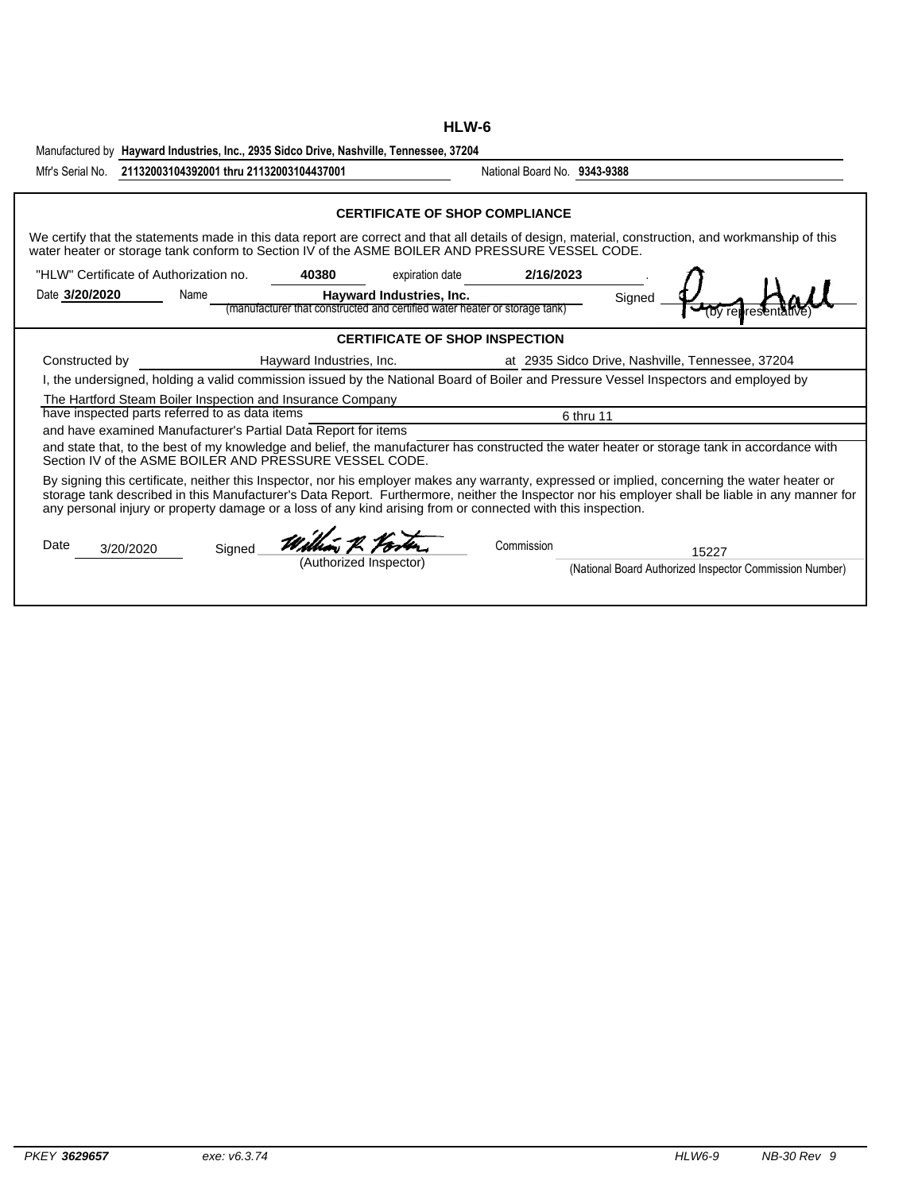# HLW-6

Manufactured by **Hayward Industries, Inc., 2935 Sidco Drive, Nashville, Tennessee, 37204**

Mfr's Serial No. **21132003104392001 thru 21132003104437001** National Board No. **9343-9388**

## CERTIFICATE OF SHOP COMPLIANCE

We certify that the statements made in this data report are correct and that all details of design, material, construction, and workmanship of this water heater or storage tank conform to Section IV of the ASME BOILER AND PRESSURE VESSEL CODE.

"HLW" Certificate of Authorization no. **40380** expiration date **2/16/2023**.

Date **3/20/2020** Name **Hayward Industries, Inc.** (manufacturer that constructed and certified water heater or storage tank) Signed (by representative)

## CERTIFICATE OF SHOP INSPECTION

Constructed by Hayward Industries, Inc. at 2935 Sidco Drive, Nashville, Tennessee, 37204

I, the undersigned, holding a valid commission issued by the National Board of Boiler and Pressure Vessel Inspectors and employed by The Hartford Steam Boiler Inspection and Insurance Company

have inspected parts referred to as data items 6 thru 11

and have examined Manufacturer's Partial Data Report for items

and state that, to the best of my knowledge and belief, the manufacturer has constructed the water heater or storage tank in accordance with Section IV of the ASME BOILER AND PRESSURE VESSEL CODE.

By signing this certificate, neither this Inspector, nor his employer makes any warranty, expressed or implied, concerning the water heater or storage tank described in this Manufacturer's Data Report. Furthermore, neither the Inspector nor his employer shall be liable in any manner for any personal injury or property damage or a loss of any kind arising from or connected with this inspection.

Date 3/20/2020 Signed (Authorized Inspector) Commission 15227 (National Board Authorized Inspector Commission Number)

*PKEY* ***3629657*** *exe: v6.3.74* *HLW6-9* *NB-30 Rev 9*